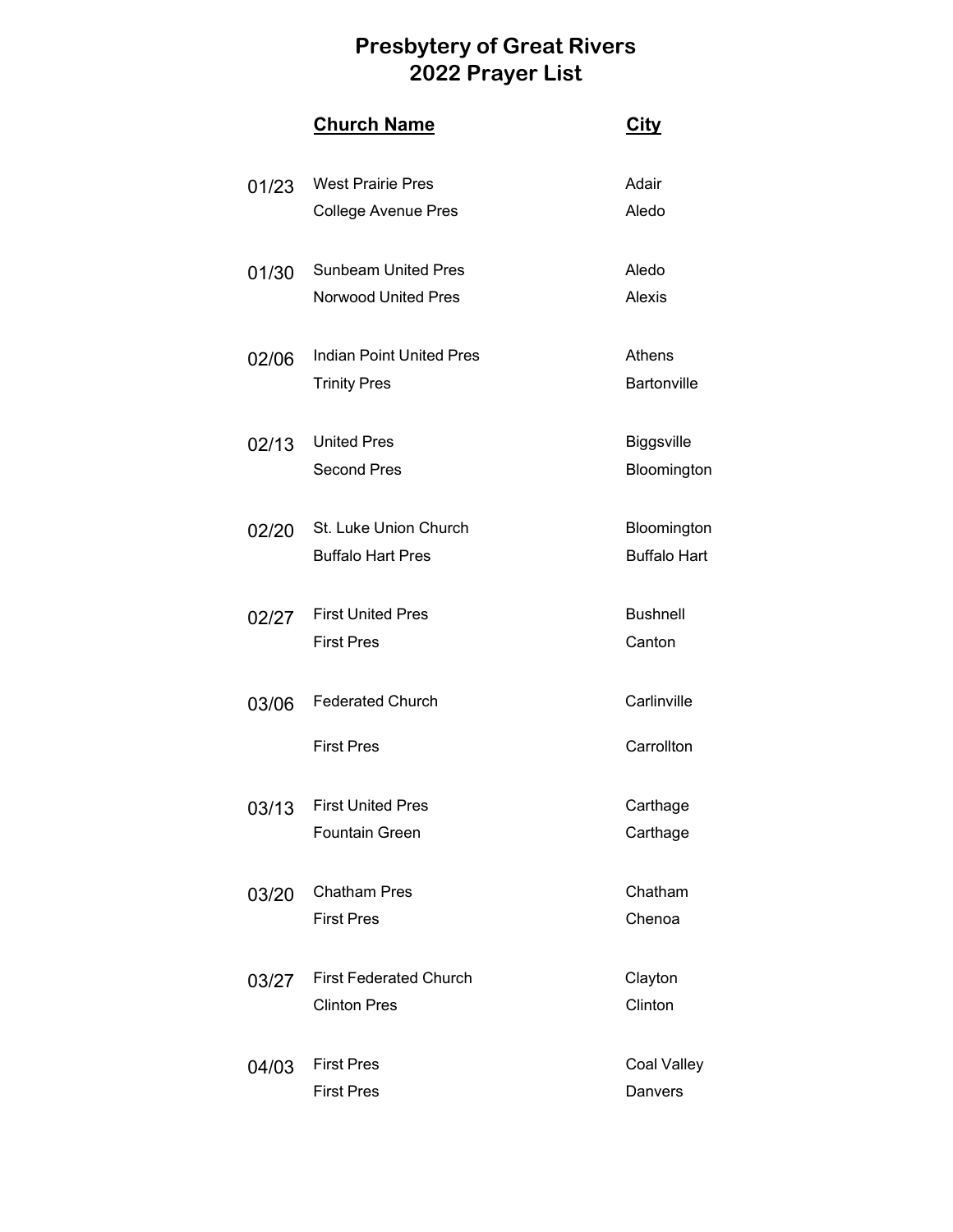# Presbytery of Great Rivers
# 2022 Prayer List

| | Church Name | City |
|---|---|---|
| 01/23 | West Prairie Pres | Adair |
| | College Avenue Pres | Aledo |
| 01/30 | Sunbeam United Pres | Aledo |
| | Norwood United Pres | Alexis |
| 02/06 | Indian Point United Pres | Athens |
| | Trinity Pres | Bartonville |
| 02/13 | United Pres | Biggsville |
| | Second Pres | Bloomington |
| 02/20 | St. Luke Union Church | Bloomington |
| | Buffalo Hart Pres | Buffalo Hart |
| 02/27 | First United Pres | Bushnell |
| | First Pres | Canton |
| 03/06 | Federated Church | Carlinville |
| | First Pres | Carrollton |
| 03/13 | First United Pres | Carthage |
| | Fountain Green | Carthage |
| 03/20 | Chatham Pres | Chatham |
| | First Pres | Chenoa |
| 03/27 | First Federated Church | Clayton |
| | Clinton Pres | Clinton |
| 04/03 | First Pres | Coal Valley |
| | First Pres | Danvers |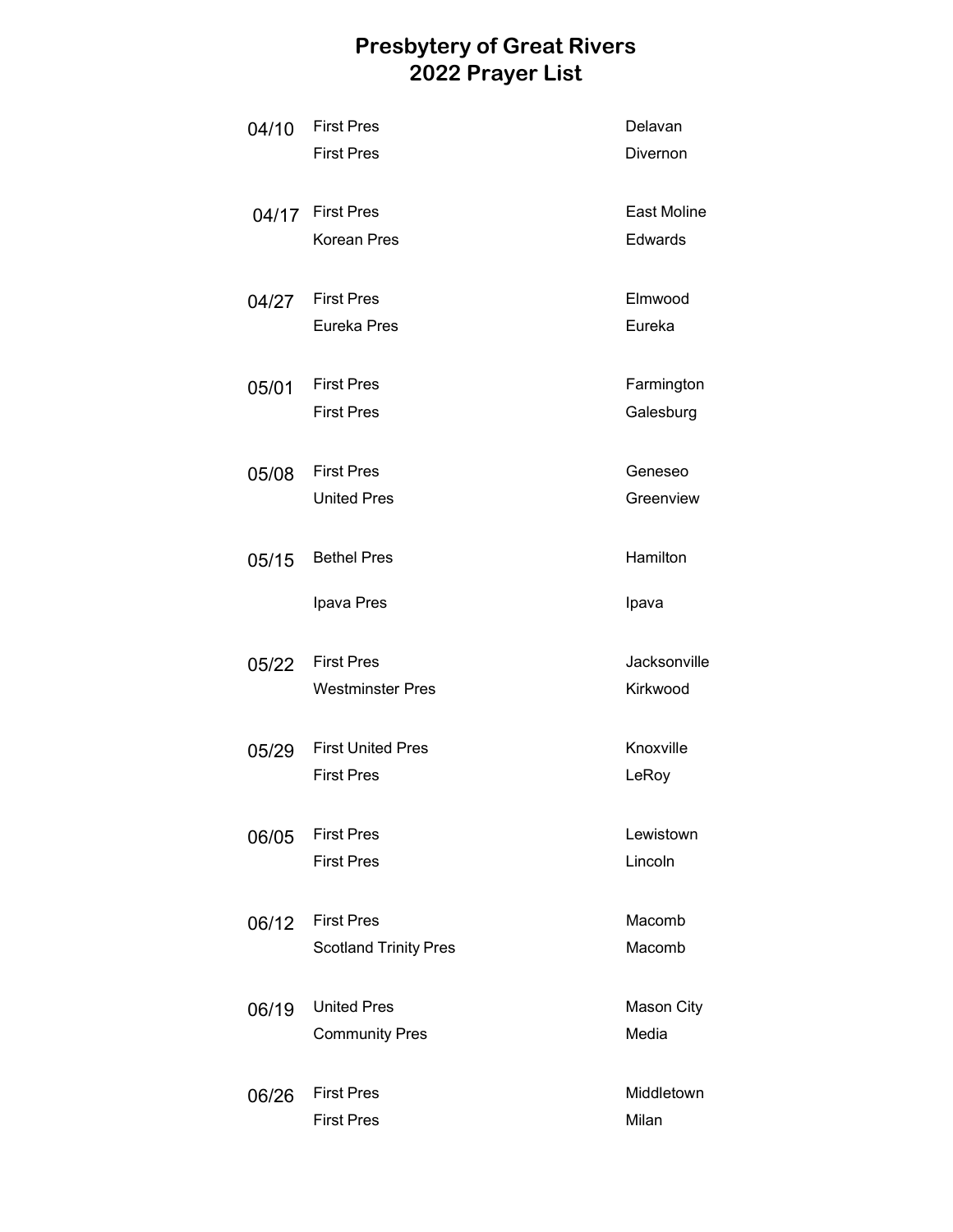# Presbytery of Great Rivers
# 2022 Prayer List

| Date | Church | City |
|---|---|---|
| 04/10 | First Pres | Delavan |
| | First Pres | Divernon |
| 04/17 | First Pres | East Moline |
| | Korean Pres | Edwards |
| 04/27 | First Pres | Elmwood |
| | Eureka Pres | Eureka |
| 05/01 | First Pres | Farmington |
| | First Pres | Galesburg |
| 05/08 | First Pres | Geneseo |
| | United Pres | Greenview |
| 05/15 | Bethel Pres | Hamilton |
| | Ipava Pres | Ipava |
| 05/22 | First Pres | Jacksonville |
| | Westminster Pres | Kirkwood |
| 05/29 | First United Pres | Knoxville |
| | First Pres | LeRoy |
| 06/05 | First Pres | Lewistown |
| | First Pres | Lincoln |
| 06/12 | First Pres | Macomb |
| | Scotland Trinity Pres | Macomb |
| 06/19 | United Pres | Mason City |
| | Community Pres | Media |
| 06/26 | First Pres | Middletown |
| | First Pres | Milan |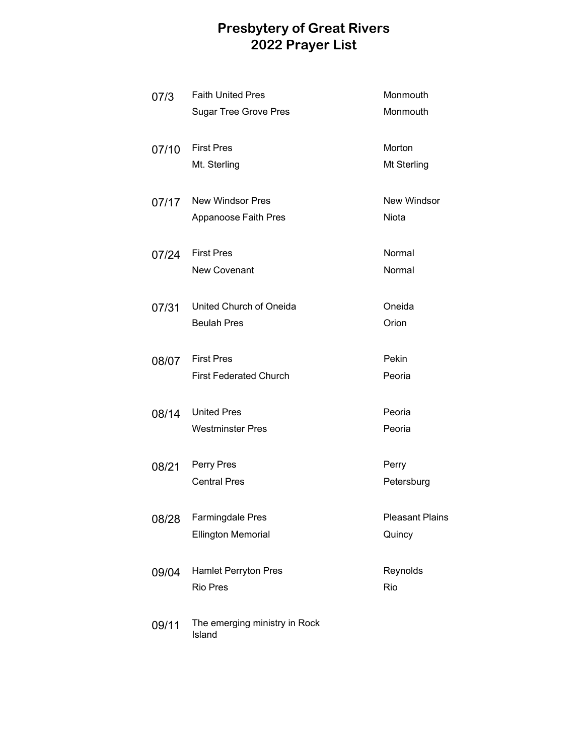# Presbytery of Great Rivers
# 2022 Prayer List

| Date | Church | Location |
|---|---|---|
| 07/3 | Faith United Pres | Monmouth |
| | Sugar Tree Grove Pres | Monmouth |
| 07/10 | First Pres | Morton |
| | Mt. Sterling | Mt Sterling |
| 07/17 | New Windsor Pres | New Windsor |
| | Appanoose Faith Pres | Niota |
| 07/24 | First Pres | Normal |
| | New Covenant | Normal |
| 07/31 | United Church of Oneida | Oneida |
| | Beulah Pres | Orion |
| 08/07 | First Pres | Pekin |
| | First Federated Church | Peoria |
| 08/14 | United Pres | Peoria |
| | Westminster Pres | Peoria |
| 08/21 | Perry Pres | Perry |
| | Central Pres | Petersburg |
| 08/28 | Farmingdale Pres | Pleasant Plains |
| | Ellington Memorial | Quincy |
| 09/04 | Hamlet Perryton Pres | Reynolds |
| | Rio Pres | Rio |
| 09/11 | The emerging ministry in Rock Island | |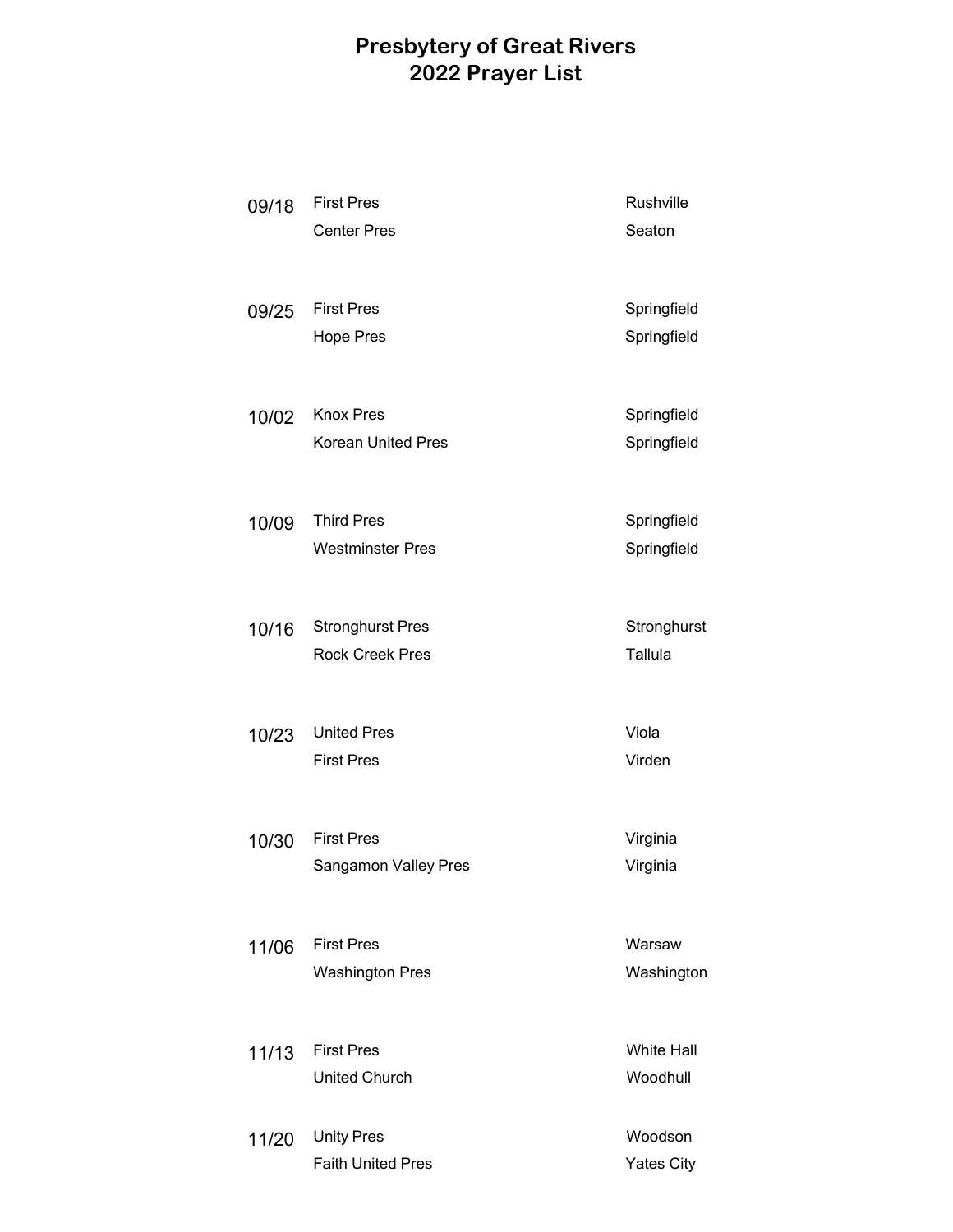# Presbytery of Great Rivers
# 2022 Prayer List

| Date | Church | City |
|---|---|---|
| 09/18 | First Pres | Rushville |
| | Center Pres | Seaton |
| 09/25 | First Pres | Springfield |
| | Hope Pres | Springfield |
| 10/02 | Knox Pres | Springfield |
| | Korean United Pres | Springfield |
| 10/09 | Third Pres | Springfield |
| | Westminster Pres | Springfield |
| 10/16 | Stronghurst Pres | Stronghurst |
| | Rock Creek Pres | Tallula |
| 10/23 | United Pres | Viola |
| | First Pres | Virden |
| 10/30 | First Pres | Virginia |
| | Sangamon Valley Pres | Virginia |
| 11/06 | First Pres | Warsaw |
| | Washington Pres | Washington |
| 11/13 | First Pres | White Hall |
| | United Church | Woodhull |
| 11/20 | Unity Pres | Woodson |
| | Faith United Pres | Yates City |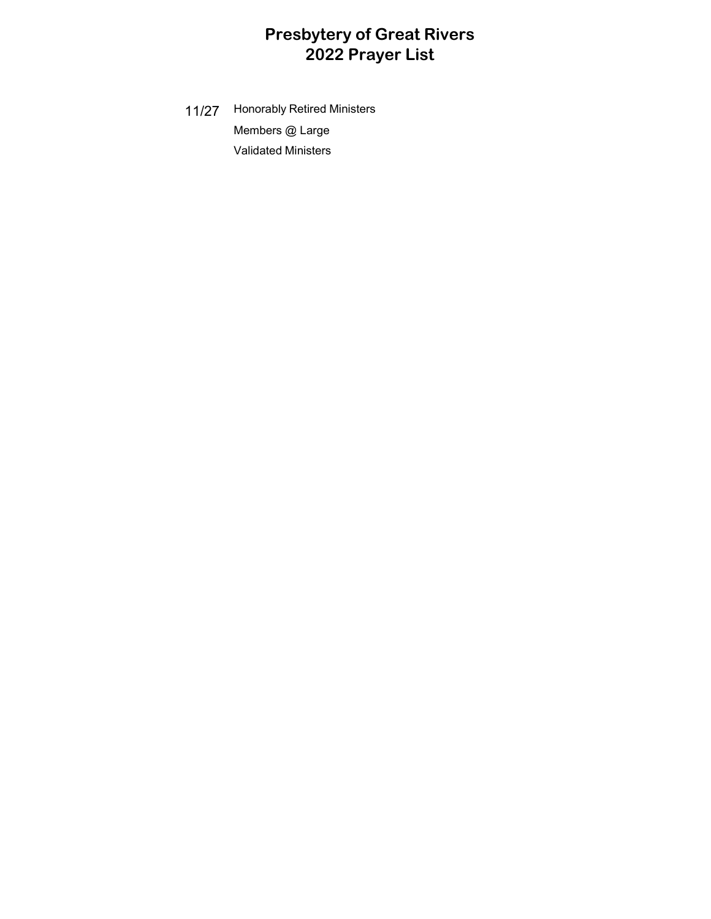# Presbytery of Great Rivers
# 2022 Prayer List

| | |
|---|---|
| 11/27 | Honorably Retired Ministers |
| | Members @ Large |
| | Validated Ministers |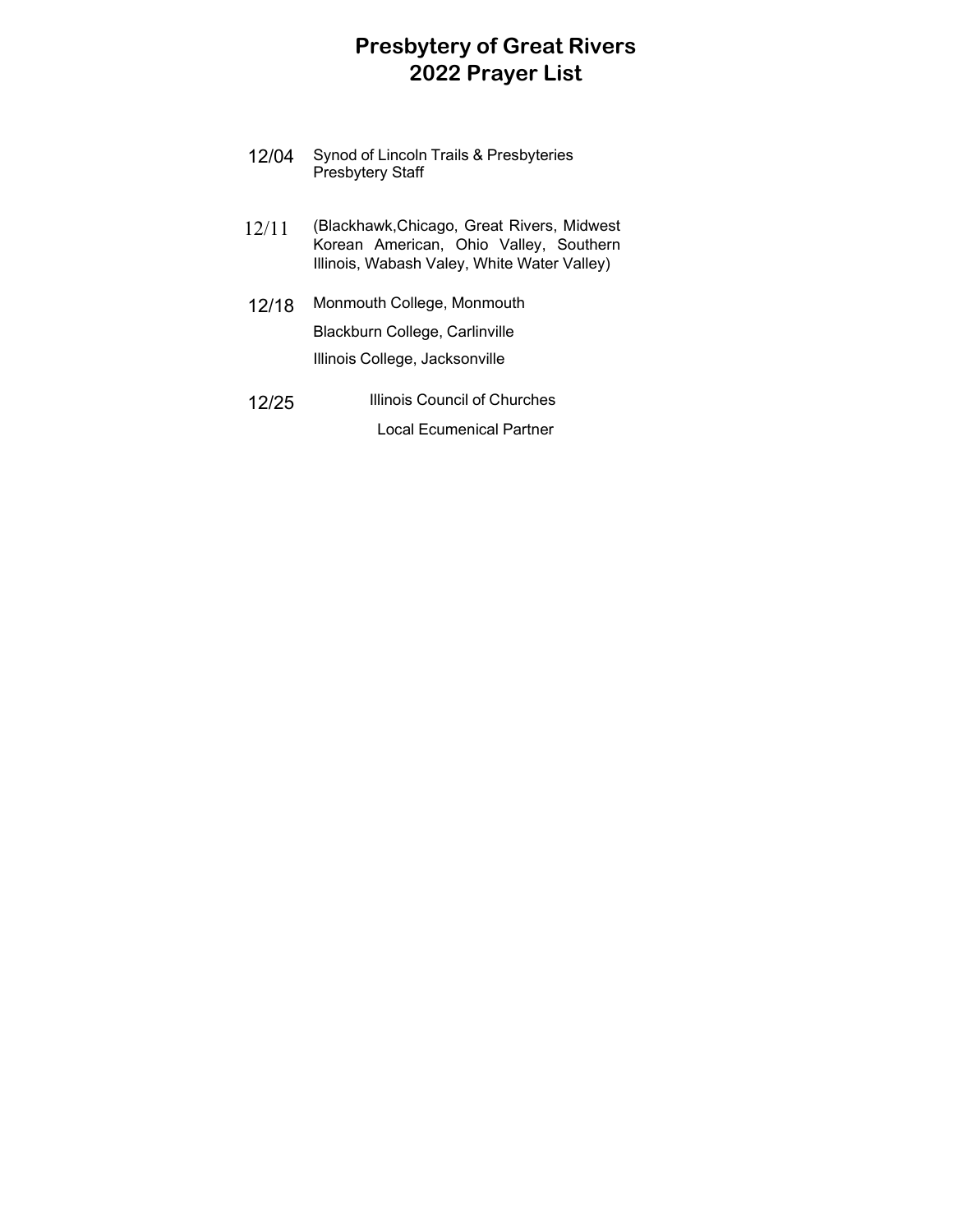# Presbytery of Great Rivers
# 2022 Prayer List

| | |
|---|---|
| 12/04 | Synod of Lincoln Trails & Presbyteries<br>Presbytery Staff |
| 12/11 | (Blackhawk,Chicago, Great Rivers, Midwest Korean American, Ohio Valley, Southern Illinois, Wabash Valey, White Water Valley) |
| 12/18 | Monmouth College, Monmouth<br>Blackburn College, Carlinville<br>Illinois College, Jacksonville |
| 12/25 | Illinois Council of Churches<br>Local Ecumenical Partner |